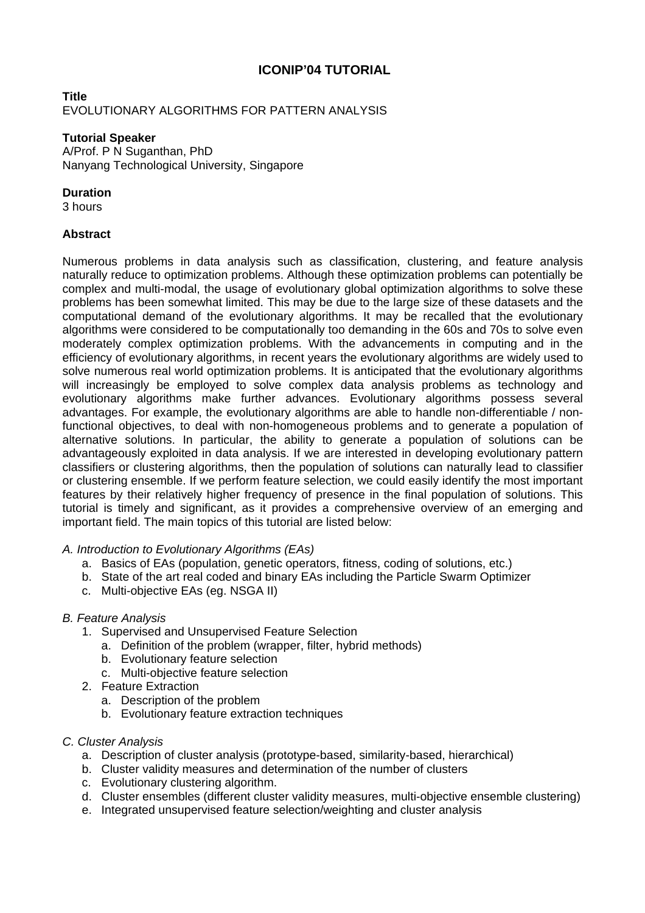# ICONIP'04 TUTORIAL

**Title**
EVOLUTIONARY ALGORITHMS FOR PATTERN ANALYSIS

**Tutorial Speaker**
A/Prof. P N Suganthan, PhD
Nanyang Technological University, Singapore

**Duration**
3 hours

**Abstract**

Numerous problems in data analysis such as classification, clustering, and feature analysis naturally reduce to optimization problems. Although these optimization problems can potentially be complex and multi-modal, the usage of evolutionary global optimization algorithms to solve these problems has been somewhat limited. This may be due to the large size of these datasets and the computational demand of the evolutionary algorithms. It may be recalled that the evolutionary algorithms were considered to be computationally too demanding in the 60s and 70s to solve even moderately complex optimization problems. With the advancements in computing and in the efficiency of evolutionary algorithms, in recent years the evolutionary algorithms are widely used to solve numerous real world optimization problems. It is anticipated that the evolutionary algorithms will increasingly be employed to solve complex data analysis problems as technology and evolutionary algorithms make further advances. Evolutionary algorithms possess several advantages. For example, the evolutionary algorithms are able to handle non-differentiable / non-functional objectives, to deal with non-homogeneous problems and to generate a population of alternative solutions. In particular, the ability to generate a population of solutions can be advantageously exploited in data analysis. If we are interested in developing evolutionary pattern classifiers or clustering algorithms, then the population of solutions can naturally lead to classifier or clustering ensemble. If we perform feature selection, we could easily identify the most important features by their relatively higher frequency of presence in the final population of solutions. This tutorial is timely and significant, as it provides a comprehensive overview of an emerging and important field. The main topics of this tutorial are listed below:

*A. Introduction to Evolutionary Algorithms (EAs)*

- a. Basics of EAs (population, genetic operators, fitness, coding of solutions, etc.)
- b. State of the art real coded and binary EAs including the Particle Swarm Optimizer
- c. Multi-objective EAs (eg. NSGA II)

*B. Feature Analysis*

1. Supervised and Unsupervised Feature Selection
   - a. Definition of the problem (wrapper, filter, hybrid methods)
   - b. Evolutionary feature selection
   - c. Multi-objective feature selection
2. Feature Extraction
   - a. Description of the problem
   - b. Evolutionary feature extraction techniques

*C. Cluster Analysis*

- a. Description of cluster analysis (prototype-based, similarity-based, hierarchical)
- b. Cluster validity measures and determination of the number of clusters
- c. Evolutionary clustering algorithm.
- d. Cluster ensembles (different cluster validity measures, multi-objective ensemble clustering)
- e. Integrated unsupervised feature selection/weighting and cluster analysis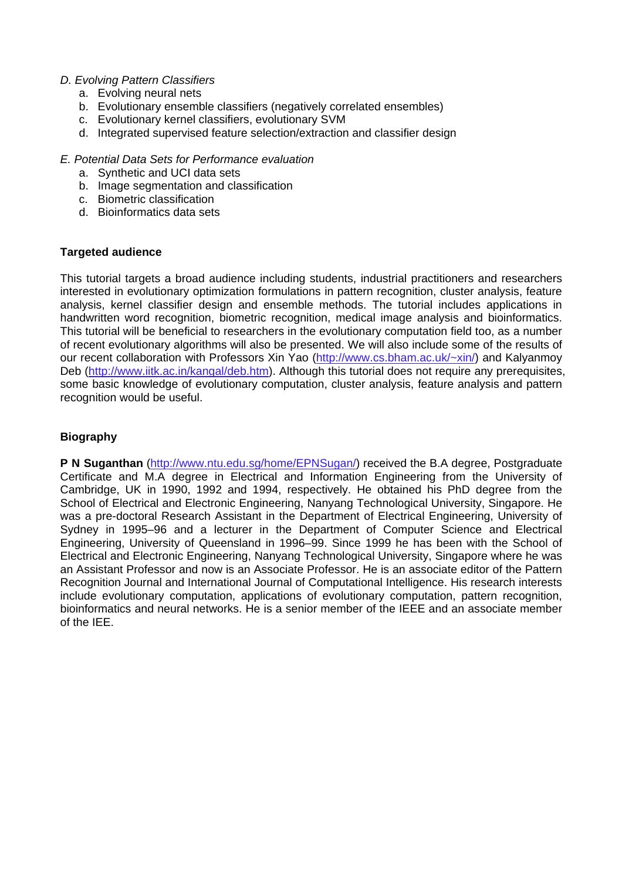*D. Evolving Pattern Classifiers*

a. Evolving neural nets
b. Evolutionary ensemble classifiers (negatively correlated ensembles)
c. Evolutionary kernel classifiers, evolutionary SVM
d. Integrated supervised feature selection/extraction and classifier design

*E. Potential Data Sets for Performance evaluation*

a. Synthetic and UCI data sets
b. Image segmentation and classification
c. Biometric classification
d. Bioinformatics data sets

**Targeted audience**

This tutorial targets a broad audience including students, industrial practitioners and researchers interested in evolutionary optimization formulations in pattern recognition, cluster analysis, feature analysis, kernel classifier design and ensemble methods. The tutorial includes applications in handwritten word recognition, biometric recognition, medical image analysis and bioinformatics. This tutorial will be beneficial to researchers in the evolutionary computation field too, as a number of recent evolutionary algorithms will also be presented. We will also include some of the results of our recent collaboration with Professors Xin Yao (http://www.cs.bham.ac.uk/~xin/) and Kalyanmoy Deb (http://www.iitk.ac.in/kangal/deb.htm). Although this tutorial does not require any prerequisites, some basic knowledge of evolutionary computation, cluster analysis, feature analysis and pattern recognition would be useful.

**Biography**

**P N Suganthan** (http://www.ntu.edu.sg/home/EPNSugan/) received the B.A degree, Postgraduate Certificate and M.A degree in Electrical and Information Engineering from the University of Cambridge, UK in 1990, 1992 and 1994, respectively. He obtained his PhD degree from the School of Electrical and Electronic Engineering, Nanyang Technological University, Singapore. He was a pre-doctoral Research Assistant in the Department of Electrical Engineering, University of Sydney in 1995–96 and a lecturer in the Department of Computer Science and Electrical Engineering, University of Queensland in 1996–99. Since 1999 he has been with the School of Electrical and Electronic Engineering, Nanyang Technological University, Singapore where he was an Assistant Professor and now is an Associate Professor. He is an associate editor of the Pattern Recognition Journal and International Journal of Computational Intelligence. His research interests include evolutionary computation, applications of evolutionary computation, pattern recognition, bioinformatics and neural networks. He is a senior member of the IEEE and an associate member of the IEE.